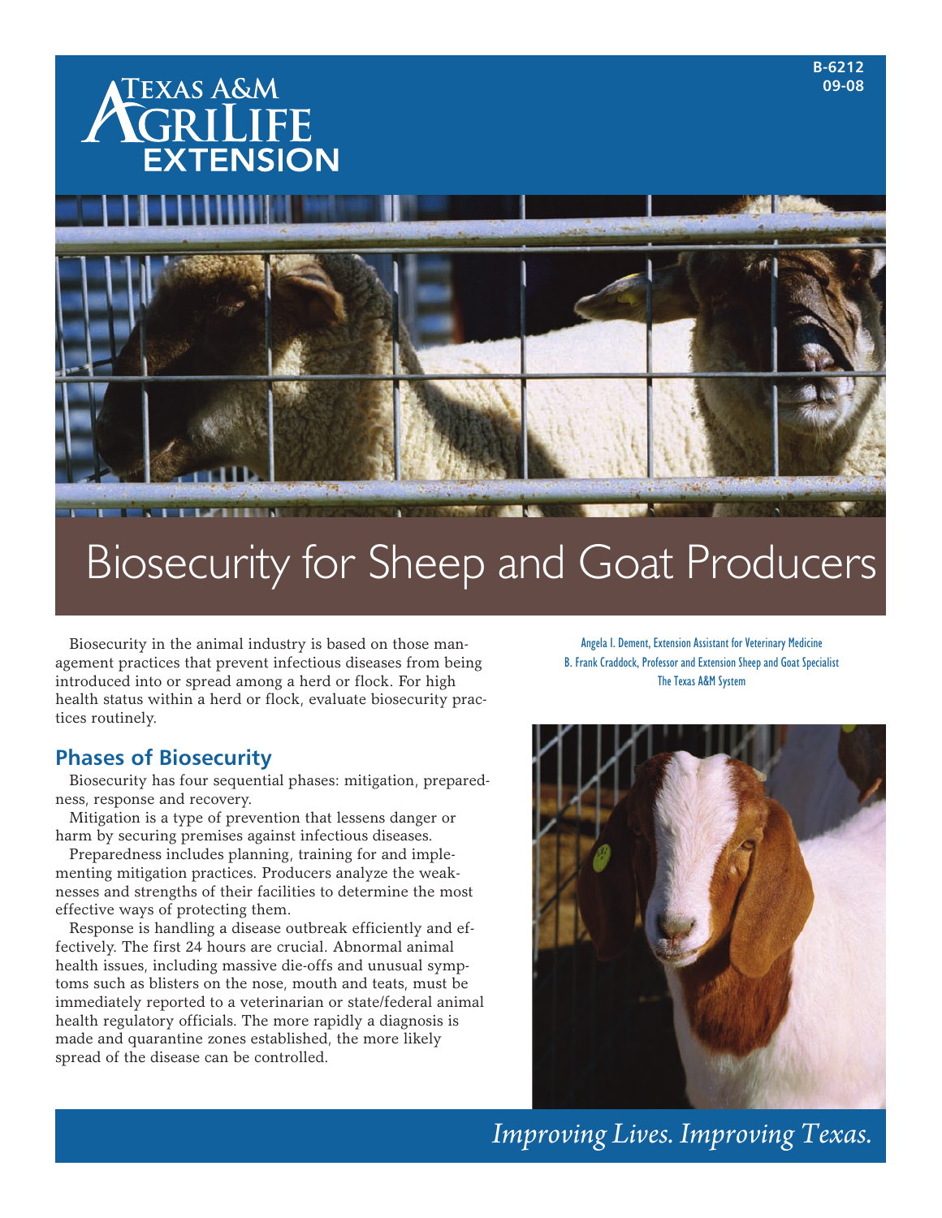B-6212
09-08

# Biosecurity for Sheep and Goat Producers

Angela I. Dement, Extension Assistant for Veterinary Medicine
B. Frank Craddock, Professor and Extension Sheep and Goat Specialist
The Texas A&M System

Biosecurity in the animal industry is based on those management practices that prevent infectious diseases from being introduced into or spread among a herd or flock. For high health status within a herd or flock, evaluate biosecurity practices routinely.

## Phases of Biosecurity

Biosecurity has four sequential phases: mitigation, preparedness, response and recovery.

Mitigation is a type of prevention that lessens danger or harm by securing premises against infectious diseases.

Preparedness includes planning, training for and implementing mitigation practices. Producers analyze the weaknesses and strengths of their facilities to determine the most effective ways of protecting them.

Response is handling a disease outbreak efficiently and effectively. The first 24 hours are crucial. Abnormal animal health issues, including massive die-offs and unusual symptoms such as blisters on the nose, mouth and teats, must be immediately reported to a veterinarian or state/federal animal health regulatory officials. The more rapidly a diagnosis is made and quarantine zones established, the more likely spread of the disease can be controlled.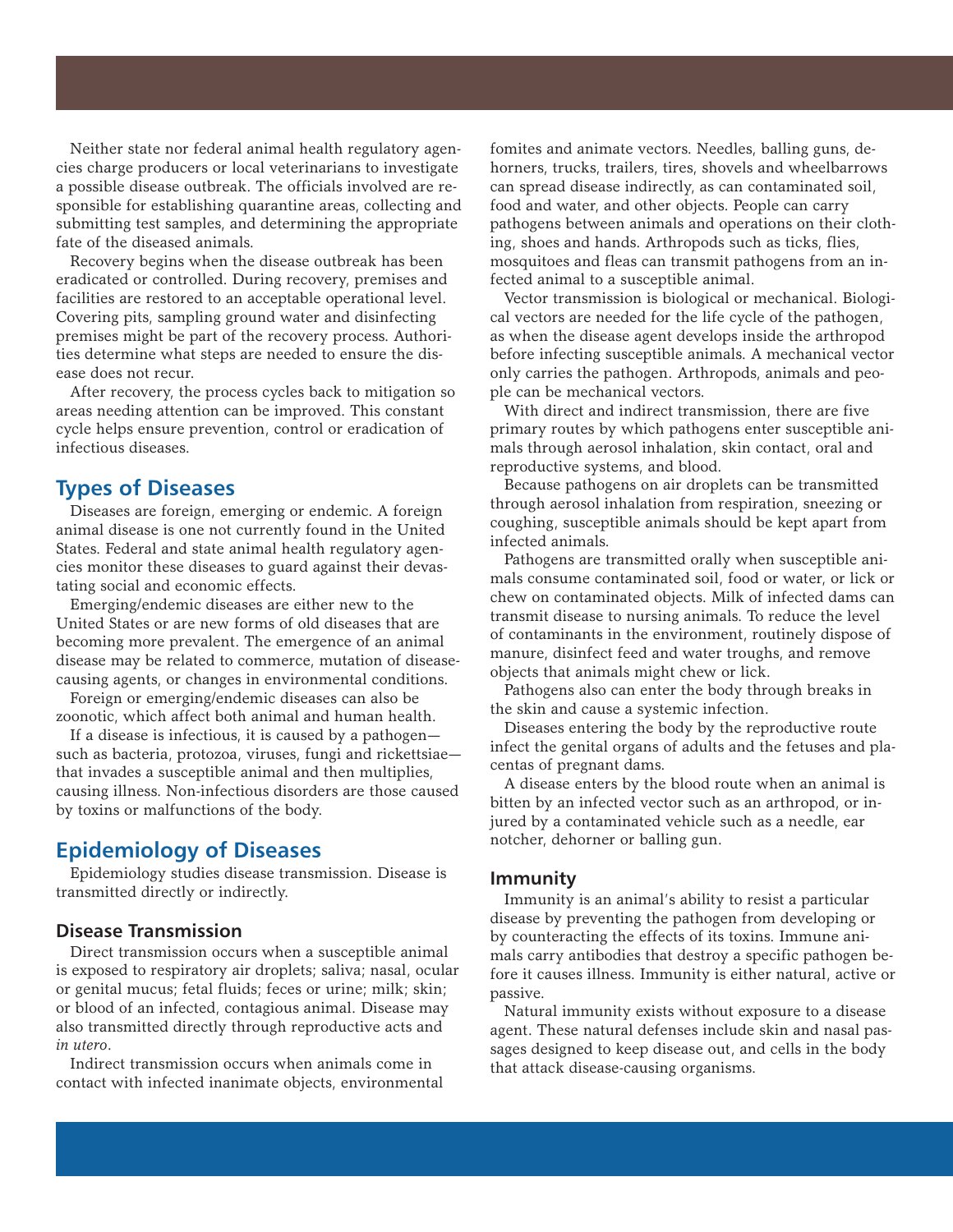Neither state nor federal animal health regulatory agencies charge producers or local veterinarians to investigate a possible disease outbreak. The officials involved are responsible for establishing quarantine areas, collecting and submitting test samples, and determining the appropriate fate of the diseased animals.

Recovery begins when the disease outbreak has been eradicated or controlled. During recovery, premises and facilities are restored to an acceptable operational level. Covering pits, sampling ground water and disinfecting premises might be part of the recovery process. Authorities determine what steps are needed to ensure the disease does not recur.

After recovery, the process cycles back to mitigation so areas needing attention can be improved. This constant cycle helps ensure prevention, control or eradication of infectious diseases.

## Types of Diseases

Diseases are foreign, emerging or endemic. A foreign animal disease is one not currently found in the United States. Federal and state animal health regulatory agencies monitor these diseases to guard against their devastating social and economic effects.

Emerging/endemic diseases are either new to the United States or are new forms of old diseases that are becoming more prevalent. The emergence of an animal disease may be related to commerce, mutation of disease-causing agents, or changes in environmental conditions.

Foreign or emerging/endemic diseases can also be zoonotic, which affect both animal and human health.

If a disease is infectious, it is caused by a pathogen—such as bacteria, protozoa, viruses, fungi and rickettsiae—that invades a susceptible animal and then multiplies, causing illness. Non-infectious disorders are those caused by toxins or malfunctions of the body.

## Epidemiology of Diseases

Epidemiology studies disease transmission. Disease is transmitted directly or indirectly.

### Disease Transmission

Direct transmission occurs when a susceptible animal is exposed to respiratory air droplets; saliva; nasal, ocular or genital mucus; fetal fluids; feces or urine; milk; skin; or blood of an infected, contagious animal. Disease may also transmitted directly through reproductive acts and *in utero*.

Indirect transmission occurs when animals come in contact with infected inanimate objects, environmental fomites and animate vectors. Needles, balling guns, dehorners, trucks, trailers, tires, shovels and wheelbarrows can spread disease indirectly, as can contaminated soil, food and water, and other objects. People can carry pathogens between animals and operations on their clothing, shoes and hands. Arthropods such as ticks, flies, mosquitoes and fleas can transmit pathogens from an infected animal to a susceptible animal.

Vector transmission is biological or mechanical. Biological vectors are needed for the life cycle of the pathogen, as when the disease agent develops inside the arthropod before infecting susceptible animals. A mechanical vector only carries the pathogen. Arthropods, animals and people can be mechanical vectors.

With direct and indirect transmission, there are five primary routes by which pathogens enter susceptible animals through aerosol inhalation, skin contact, oral and reproductive systems, and blood.

Because pathogens on air droplets can be transmitted through aerosol inhalation from respiration, sneezing or coughing, susceptible animals should be kept apart from infected animals.

Pathogens are transmitted orally when susceptible animals consume contaminated soil, food or water, or lick or chew on contaminated objects. Milk of infected dams can transmit disease to nursing animals. To reduce the level of contaminants in the environment, routinely dispose of manure, disinfect feed and water troughs, and remove objects that animals might chew or lick.

Pathogens also can enter the body through breaks in the skin and cause a systemic infection.

Diseases entering the body by the reproductive route infect the genital organs of adults and the fetuses and placentas of pregnant dams.

A disease enters by the blood route when an animal is bitten by an infected vector such as an arthropod, or injured by a contaminated vehicle such as a needle, ear notcher, dehorner or balling gun.

### Immunity

Immunity is an animal's ability to resist a particular disease by preventing the pathogen from developing or by counteracting the effects of its toxins. Immune animals carry antibodies that destroy a specific pathogen before it causes illness. Immunity is either natural, active or passive.

Natural immunity exists without exposure to a disease agent. These natural defenses include skin and nasal passages designed to keep disease out, and cells in the body that attack disease-causing organisms.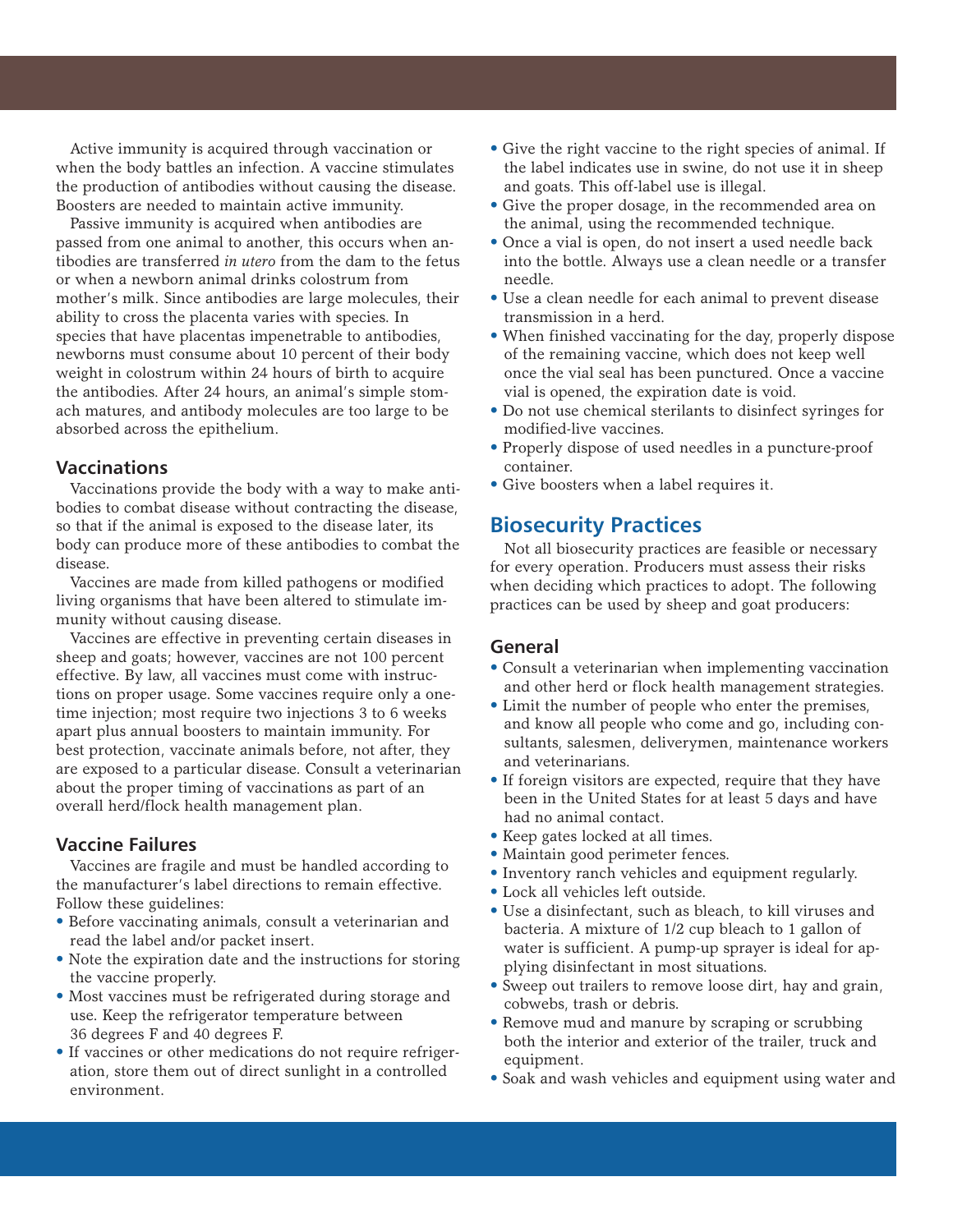Active immunity is acquired through vaccination or when the body battles an infection. A vaccine stimulates the production of antibodies without causing the disease. Boosters are needed to maintain active immunity.

Passive immunity is acquired when antibodies are passed from one animal to another, this occurs when antibodies are transferred *in utero* from the dam to the fetus or when a newborn animal drinks colostrum from mother's milk. Since antibodies are large molecules, their ability to cross the placenta varies with species. In species that have placentas impenetrable to antibodies, newborns must consume about 10 percent of their body weight in colostrum within 24 hours of birth to acquire the antibodies. After 24 hours, an animal's simple stomach matures, and antibody molecules are too large to be absorbed across the epithelium.

### Vaccinations

Vaccinations provide the body with a way to make antibodies to combat disease without contracting the disease, so that if the animal is exposed to the disease later, its body can produce more of these antibodies to combat the disease.

Vaccines are made from killed pathogens or modified living organisms that have been altered to stimulate immunity without causing disease.

Vaccines are effective in preventing certain diseases in sheep and goats; however, vaccines are not 100 percent effective. By law, all vaccines must come with instructions on proper usage. Some vaccines require only a one-time injection; most require two injections 3 to 6 weeks apart plus annual boosters to maintain immunity. For best protection, vaccinate animals before, not after, they are exposed to a particular disease. Consult a veterinarian about the proper timing of vaccinations as part of an overall herd/flock health management plan.

### Vaccine Failures

Vaccines are fragile and must be handled according to the manufacturer's label directions to remain effective. Follow these guidelines:

- Before vaccinating animals, consult a veterinarian and read the label and/or packet insert.
- Note the expiration date and the instructions for storing the vaccine properly.
- Most vaccines must be refrigerated during storage and use. Keep the refrigerator temperature between 36 degrees F and 40 degrees F.
- If vaccines or other medications do not require refrigeration, store them out of direct sunlight in a controlled environment.
- Give the right vaccine to the right species of animal. If the label indicates use in swine, do not use it in sheep and goats. This off-label use is illegal.
- Give the proper dosage, in the recommended area on the animal, using the recommended technique.
- Once a vial is open, do not insert a used needle back into the bottle. Always use a clean needle or a transfer needle.
- Use a clean needle for each animal to prevent disease transmission in a herd.
- When finished vaccinating for the day, properly dispose of the remaining vaccine, which does not keep well once the vial seal has been punctured. Once a vaccine vial is opened, the expiration date is void.
- Do not use chemical sterilants to disinfect syringes for modified-live vaccines.
- Properly dispose of used needles in a puncture-proof container.
- Give boosters when a label requires it.

## Biosecurity Practices

Not all biosecurity practices are feasible or necessary for every operation. Producers must assess their risks when deciding which practices to adopt. The following practices can be used by sheep and goat producers:

### General

- Consult a veterinarian when implementing vaccination and other herd or flock health management strategies.
- Limit the number of people who enter the premises, and know all people who come and go, including consultants, salesmen, deliverymen, maintenance workers and veterinarians.
- If foreign visitors are expected, require that they have been in the United States for at least 5 days and have had no animal contact.
- Keep gates locked at all times.
- Maintain good perimeter fences.
- Inventory ranch vehicles and equipment regularly.
- Lock all vehicles left outside.
- Use a disinfectant, such as bleach, to kill viruses and bacteria. A mixture of 1/2 cup bleach to 1 gallon of water is sufficient. A pump-up sprayer is ideal for applying disinfectant in most situations.
- Sweep out trailers to remove loose dirt, hay and grain, cobwebs, trash or debris.
- Remove mud and manure by scraping or scrubbing both the interior and exterior of the trailer, truck and equipment.
- Soak and wash vehicles and equipment using water and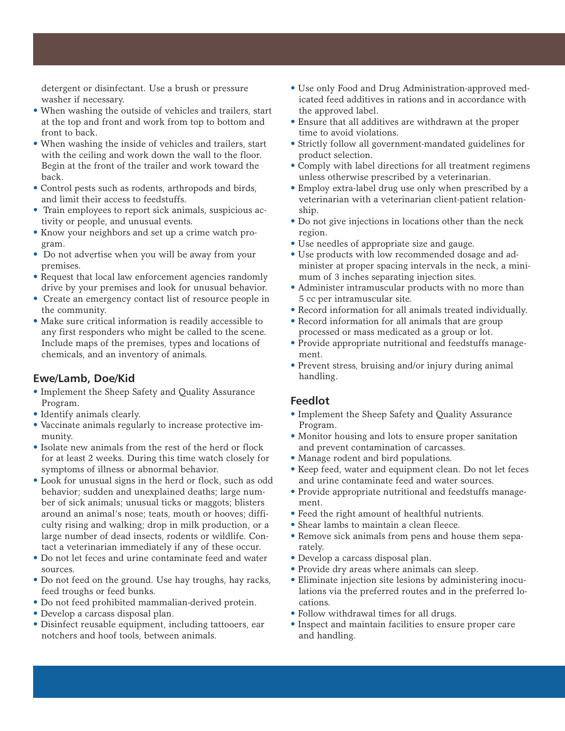detergent or disinfectant. Use a brush or pressure washer if necessary.

- When washing the outside of vehicles and trailers, start at the top and front and work from top to bottom and front to back.
- When washing the inside of vehicles and trailers, start with the ceiling and work down the wall to the floor. Begin at the front of the trailer and work toward the back.
- Control pests such as rodents, arthropods and birds, and limit their access to feedstuffs.
- Train employees to report sick animals, suspicious activity or people, and unusual events.
- Know your neighbors and set up a crime watch program.
- Do not advertise when you will be away from your premises.
- Request that local law enforcement agencies randomly drive by your premises and look for unusual behavior.
- Create an emergency contact list of resource people in the community.
- Make sure critical information is readily accessible to any first responders who might be called to the scene. Include maps of the premises, types and locations of chemicals, and an inventory of animals.

## Ewe/Lamb, Doe/Kid

- Implement the Sheep Safety and Quality Assurance Program.
- Identify animals clearly.
- Vaccinate animals regularly to increase protective immunity.
- Isolate new animals from the rest of the herd or flock for at least 2 weeks. During this time watch closely for symptoms of illness or abnormal behavior.
- Look for unusual signs in the herd or flock, such as odd behavior; sudden and unexplained deaths; large number of sick animals; unusual ticks or maggots; blisters around an animal's nose; teats, mouth or hooves; difficulty rising and walking; drop in milk production, or a large number of dead insects, rodents or wildlife. Contact a veterinarian immediately if any of these occur.
- Do not let feces and urine contaminate feed and water sources.
- Do not feed on the ground. Use hay troughs, hay racks, feed troughs or feed bunks.
- Do not feed prohibited mammalian-derived protein.
- Develop a carcass disposal plan.
- Disinfect reusable equipment, including tattooers, ear notchers and hoof tools, between animals.
- Use only Food and Drug Administration-approved medicated feed additives in rations and in accordance with the approved label.
- Ensure that all additives are withdrawn at the proper time to avoid violations.
- Strictly follow all government-mandated guidelines for product selection.
- Comply with label directions for all treatment regimens unless otherwise prescribed by a veterinarian.
- Employ extra-label drug use only when prescribed by a veterinarian with a veterinarian client-patient relationship.
- Do not give injections in locations other than the neck region.
- Use needles of appropriate size and gauge.
- Use products with low recommended dosage and administer at proper spacing intervals in the neck, a minimum of 3 inches separating injection sites.
- Administer intramuscular products with no more than 5 cc per intramuscular site.
- Record information for all animals treated individually.
- Record information for all animals that are group processed or mass medicated as a group or lot.
- Provide appropriate nutritional and feedstuffs management.
- Prevent stress, bruising and/or injury during animal handling.

## Feedlot

- Implement the Sheep Safety and Quality Assurance Program.
- Monitor housing and lots to ensure proper sanitation and prevent contamination of carcasses.
- Manage rodent and bird populations.
- Keep feed, water and equipment clean. Do not let feces and urine contaminate feed and water sources.
- Provide appropriate nutritional and feedstuffs management.
- Feed the right amount of healthful nutrients.
- Shear lambs to maintain a clean fleece.
- Remove sick animals from pens and house them separately.
- Develop a carcass disposal plan.
- Provide dry areas where animals can sleep.
- Eliminate injection site lesions by administering inoculations via the preferred routes and in the preferred locations.
- Follow withdrawal times for all drugs.
- Inspect and maintain facilities to ensure proper care and handling.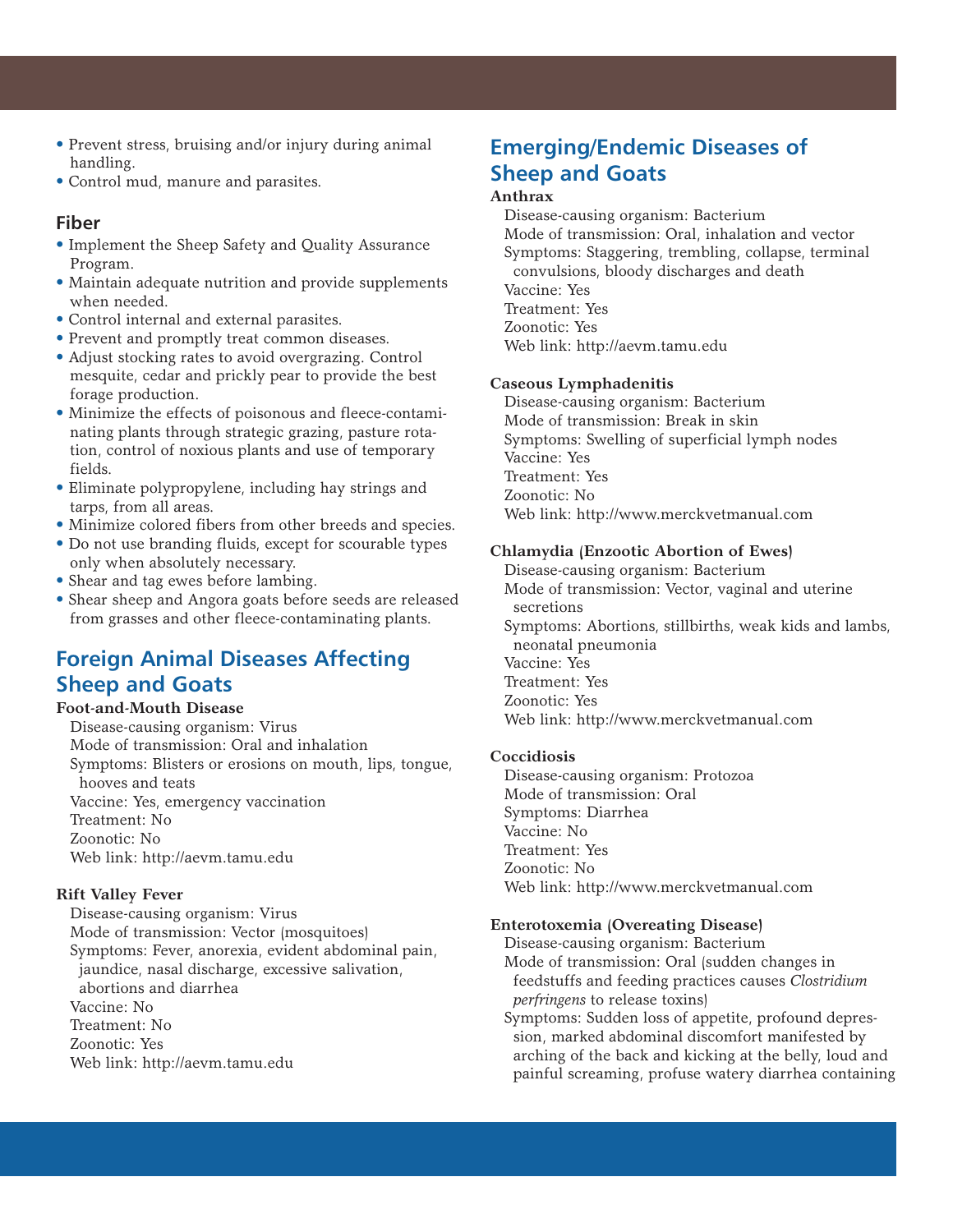- Prevent stress, bruising and/or injury during animal handling.
- Control mud, manure and parasites.

## Fiber

- Implement the Sheep Safety and Quality Assurance Program.
- Maintain adequate nutrition and provide supplements when needed.
- Control internal and external parasites.
- Prevent and promptly treat common diseases.
- Adjust stocking rates to avoid overgrazing. Control mesquite, cedar and prickly pear to provide the best forage production.
- Minimize the effects of poisonous and fleece-contaminating plants through strategic grazing, pasture rotation, control of noxious plants and use of temporary fields.
- Eliminate polypropylene, including hay strings and tarps, from all areas.
- Minimize colored fibers from other breeds and species.
- Do not use branding fluids, except for scourable types only when absolutely necessary.
- Shear and tag ewes before lambing.
- Shear sheep and Angora goats before seeds are released from grasses and other fleece-contaminating plants.

## Foreign Animal Diseases Affecting Sheep and Goats

**Foot-and-Mouth Disease**

Disease-causing organism: Virus
Mode of transmission: Oral and inhalation
Symptoms: Blisters or erosions on mouth, lips, tongue, hooves and teats
Vaccine: Yes, emergency vaccination
Treatment: No
Zoonotic: No
Web link: http://aevm.tamu.edu

**Rift Valley Fever**

Disease-causing organism: Virus
Mode of transmission: Vector (mosquitoes)
Symptoms: Fever, anorexia, evident abdominal pain, jaundice, nasal discharge, excessive salivation, abortions and diarrhea
Vaccine: No
Treatment: No
Zoonotic: Yes
Web link: http://aevm.tamu.edu

## Emerging/Endemic Diseases of Sheep and Goats

**Anthrax**

Disease-causing organism: Bacterium
Mode of transmission: Oral, inhalation and vector
Symptoms: Staggering, trembling, collapse, terminal convulsions, bloody discharges and death
Vaccine: Yes
Treatment: Yes
Zoonotic: Yes
Web link: http://aevm.tamu.edu

**Caseous Lymphadenitis**

Disease-causing organism: Bacterium
Mode of transmission: Break in skin
Symptoms: Swelling of superficial lymph nodes
Vaccine: Yes
Treatment: Yes
Zoonotic: No
Web link: http://www.merckvetmanual.com

**Chlamydia (Enzootic Abortion of Ewes)**

Disease-causing organism: Bacterium
Mode of transmission: Vector, vaginal and uterine secretions
Symptoms: Abortions, stillbirths, weak kids and lambs, neonatal pneumonia
Vaccine: Yes
Treatment: Yes
Zoonotic: Yes
Web link: http://www.merckvetmanual.com

**Coccidiosis**

Disease-causing organism: Protozoa
Mode of transmission: Oral
Symptoms: Diarrhea
Vaccine: No
Treatment: Yes
Zoonotic: No
Web link: http://www.merckvetmanual.com

**Enterotoxemia (Overeating Disease)**

Disease-causing organism: Bacterium
Mode of transmission: Oral (sudden changes in feedstuffs and feeding practices causes *Clostridium perfringens* to release toxins)
Symptoms: Sudden loss of appetite, profound depression, marked abdominal discomfort manifested by arching of the back and kicking at the belly, loud and painful screaming, profuse watery diarrhea containing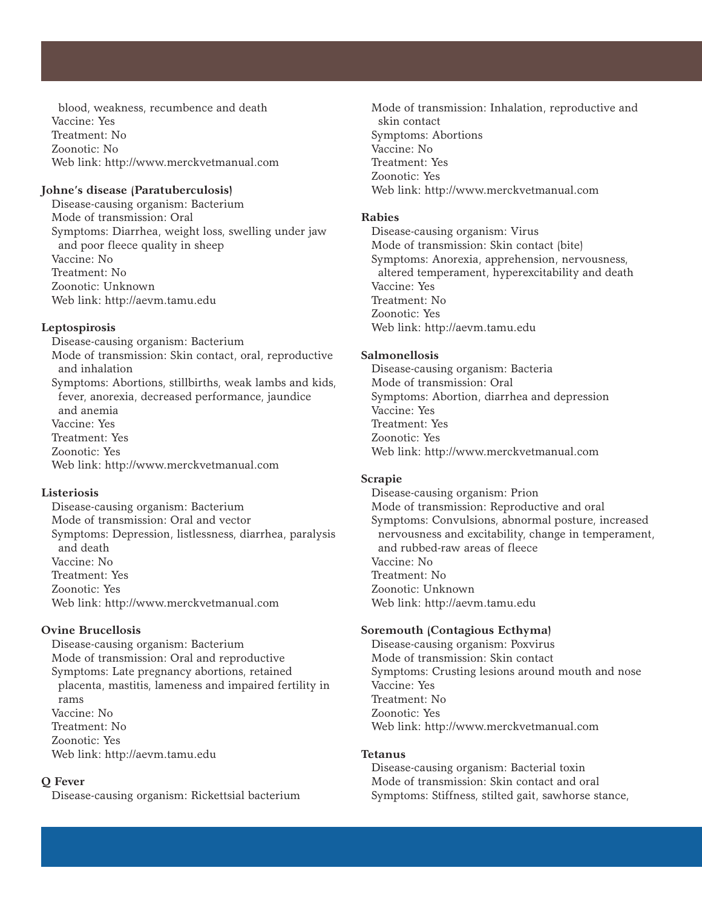blood, weakness, recumbence and death
Vaccine: Yes
Treatment: No
Zoonotic: No
Web link: http://www.merckvetmanual.com

**Johne's disease (Paratuberculosis)**
Disease-causing organism: Bacterium
Mode of transmission: Oral
Symptoms: Diarrhea, weight loss, swelling under jaw and poor fleece quality in sheep
Vaccine: No
Treatment: No
Zoonotic: Unknown
Web link: http://aevm.tamu.edu

**Leptospirosis**
Disease-causing organism: Bacterium
Mode of transmission: Skin contact, oral, reproductive and inhalation
Symptoms: Abortions, stillbirths, weak lambs and kids, fever, anorexia, decreased performance, jaundice and anemia
Vaccine: Yes
Treatment: Yes
Zoonotic: Yes
Web link: http://www.merckvetmanual.com

**Listeriosis**
Disease-causing organism: Bacterium
Mode of transmission: Oral and vector
Symptoms: Depression, listlessness, diarrhea, paralysis and death
Vaccine: No
Treatment: Yes
Zoonotic: Yes
Web link: http://www.merckvetmanual.com

**Ovine Brucellosis**
Disease-causing organism: Bacterium
Mode of transmission: Oral and reproductive
Symptoms: Late pregnancy abortions, retained placenta, mastitis, lameness and impaired fertility in rams
Vaccine: No
Treatment: No
Zoonotic: Yes
Web link: http://aevm.tamu.edu

**Q Fever**
Disease-causing organism: Rickettsial bacterium
Mode of transmission: Inhalation, reproductive and skin contact
Symptoms: Abortions
Vaccine: No
Treatment: Yes
Zoonotic: Yes
Web link: http://www.merckvetmanual.com

**Rabies**
Disease-causing organism: Virus
Mode of transmission: Skin contact (bite)
Symptoms: Anorexia, apprehension, nervousness, altered temperament, hyperexcitability and death
Vaccine: Yes
Treatment: No
Zoonotic: Yes
Web link: http://aevm.tamu.edu

**Salmonellosis**
Disease-causing organism: Bacteria
Mode of transmission: Oral
Symptoms: Abortion, diarrhea and depression
Vaccine: Yes
Treatment: Yes
Zoonotic: Yes
Web link: http://www.merckvetmanual.com

**Scrapie**
Disease-causing organism: Prion
Mode of transmission: Reproductive and oral
Symptoms: Convulsions, abnormal posture, increased nervousness and excitability, change in temperament, and rubbed-raw areas of fleece
Vaccine: No
Treatment: No
Zoonotic: Unknown
Web link: http://aevm.tamu.edu

**Soremouth (Contagious Ecthyma)**
Disease-causing organism: Poxvirus
Mode of transmission: Skin contact
Symptoms: Crusting lesions around mouth and nose
Vaccine: Yes
Treatment: No
Zoonotic: Yes
Web link: http://www.merckvetmanual.com

**Tetanus**
Disease-causing organism: Bacterial toxin
Mode of transmission: Skin contact and oral
Symptoms: Stiffness, stilted gait, sawhorse stance,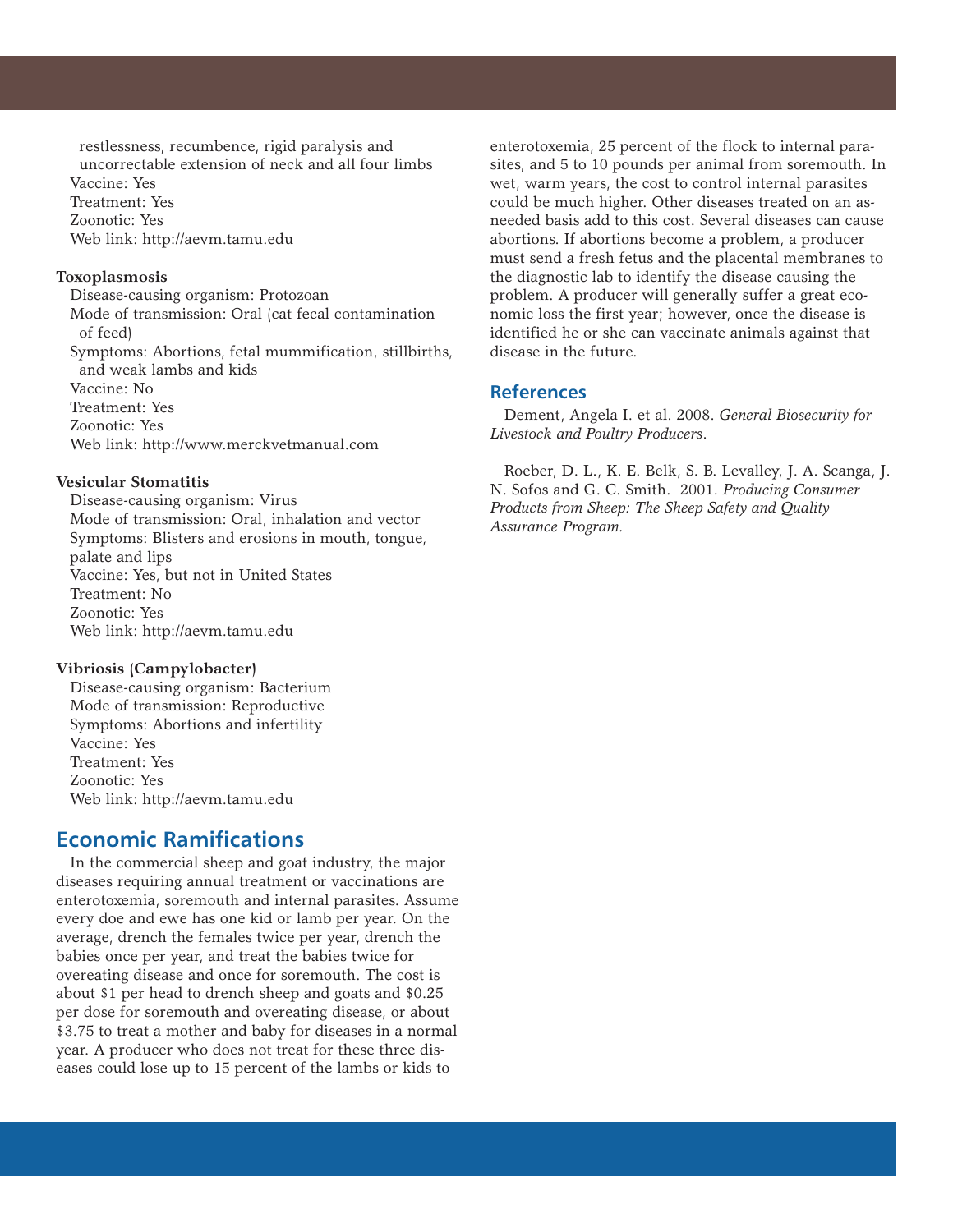restlessness, recumbence, rigid paralysis and uncorrectable extension of neck and all four limbs

Vaccine: Yes
Treatment: Yes
Zoonotic: Yes
Web link: http://aevm.tamu.edu

**Toxoplasmosis**

Disease-causing organism: Protozoan
Mode of transmission: Oral (cat fecal contamination of feed)
Symptoms: Abortions, fetal mummification, stillbirths, and weak lambs and kids
Vaccine: No
Treatment: Yes
Zoonotic: Yes
Web link: http://www.merckvetmanual.com

**Vesicular Stomatitis**

Disease-causing organism: Virus
Mode of transmission: Oral, inhalation and vector
Symptoms: Blisters and erosions in mouth, tongue, palate and lips
Vaccine: Yes, but not in United States
Treatment: No
Zoonotic: Yes
Web link: http://aevm.tamu.edu

**Vibriosis (Campylobacter)**

Disease-causing organism: Bacterium
Mode of transmission: Reproductive
Symptoms: Abortions and infertility
Vaccine: Yes
Treatment: Yes
Zoonotic: Yes
Web link: http://aevm.tamu.edu

## Economic Ramifications

In the commercial sheep and goat industry, the major diseases requiring annual treatment or vaccinations are enterotoxemia, soremouth and internal parasites. Assume every doe and ewe has one kid or lamb per year. On the average, drench the females twice per year, drench the babies once per year, and treat the babies twice for overeating disease and once for soremouth. The cost is about $1 per head to drench sheep and goats and $0.25 per dose for soremouth and overeating disease, or about $3.75 to treat a mother and baby for diseases in a normal year. A producer who does not treat for these three diseases could lose up to 15 percent of the lambs or kids to enterotoxemia, 25 percent of the flock to internal parasites, and 5 to 10 pounds per animal from soremouth. In wet, warm years, the cost to control internal parasites could be much higher. Other diseases treated on an as-needed basis add to this cost. Several diseases can cause abortions. If abortions become a problem, a producer must send a fresh fetus and the placental membranes to the diagnostic lab to identify the disease causing the problem. A producer will generally suffer a great economic loss the first year; however, once the disease is identified he or she can vaccinate animals against that disease in the future.

## References

Dement, Angela I. et al. 2008. *General Biosecurity for Livestock and Poultry Producers*.

Roeber, D. L., K. E. Belk, S. B. Levalley, J. A. Scanga, J. N. Sofos and G. C. Smith. 2001. *Producing Consumer Products from Sheep: The Sheep Safety and Quality Assurance Program.*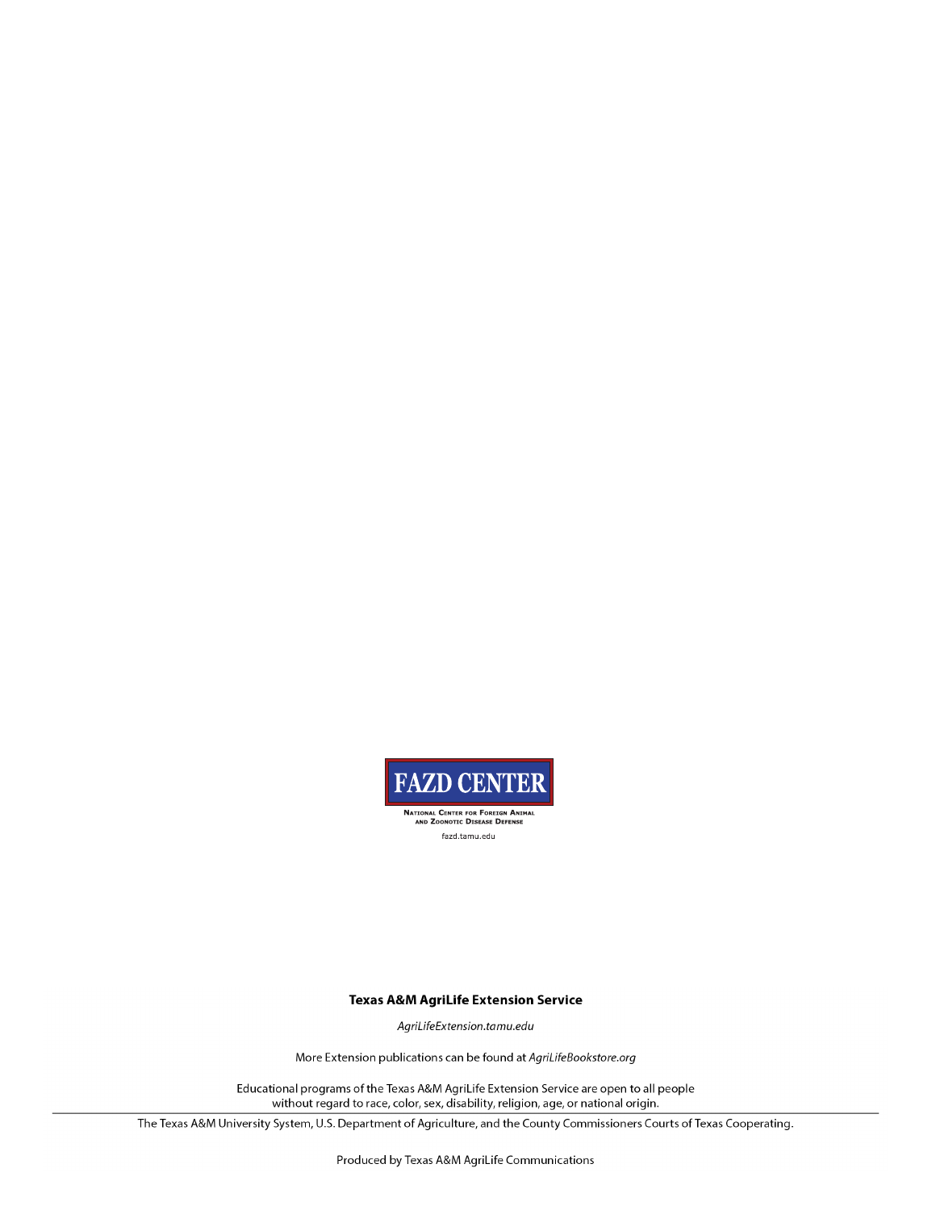FAZD CENTER

National Center for Foreign Animal and Zoonotic Disease Defense

fazd.tamu.edu

**Texas A&M AgriLife Extension Service**

*AgriLifeExtension.tamu.edu*

More Extension publications can be found at *AgriLifeBookstore.org*

Educational programs of the Texas A&M AgriLife Extension Service are open to all people without regard to race, color, sex, disability, religion, age, or national origin.

The Texas A&M University System, U.S. Department of Agriculture, and the County Commissioners Courts of Texas Cooperating.

Produced by Texas A&M AgriLife Communications